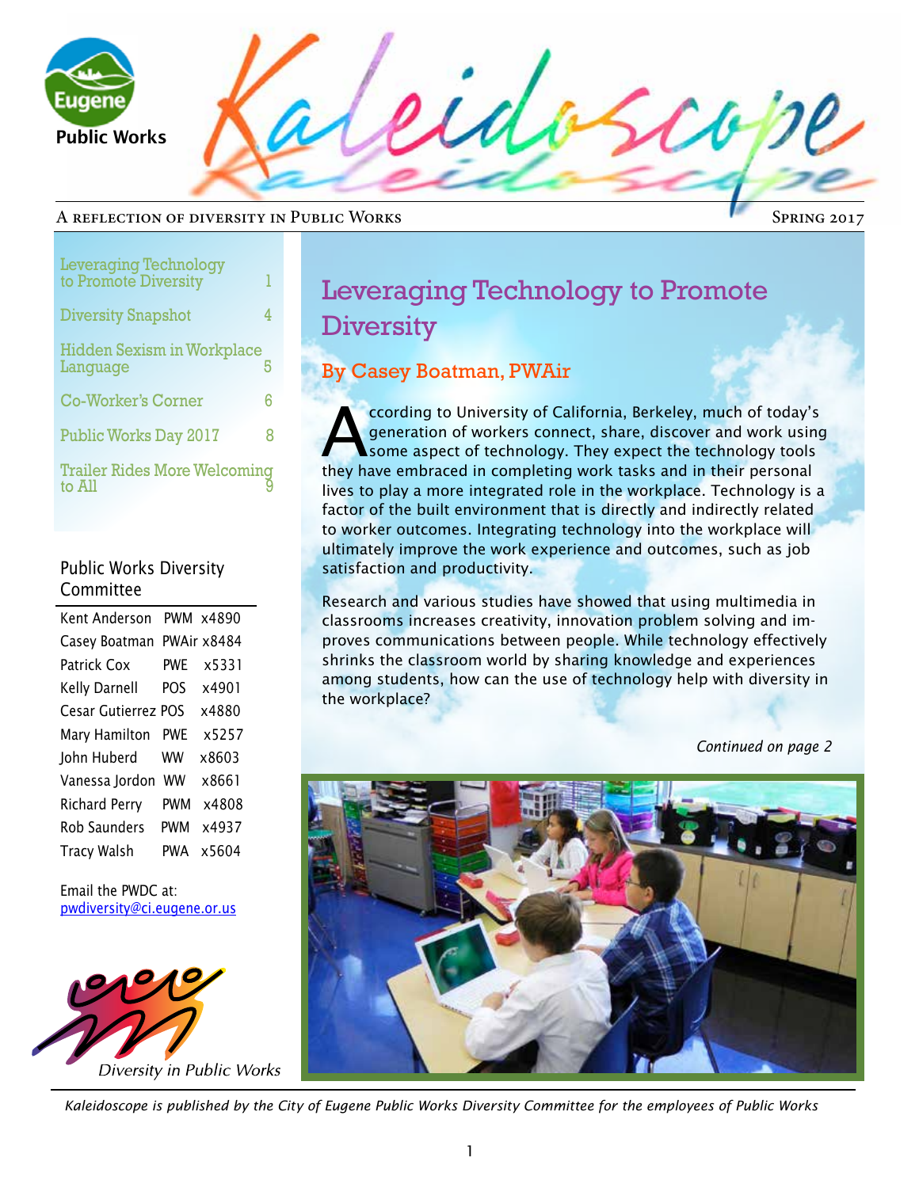# Kaleidoscope

A reflection of diversity in Public Works — Spring 2017

| | |
|---|---|
| Leveraging Technology to Promote Diversity | 1 |
| Diversity Snapshot | 4 |
| Hidden Sexism in Workplace Language | 5 |
| Co-Worker's Corner | 6 |
| Public Works Day 2017 | 8 |
| Trailer Rides More Welcoming to All | 9 |

## Public Works Diversity Committee

| | | |
|---|---|---|
| Kent Anderson | PWM | x4890 |
| Casey Boatman | PWAir | x8484 |
| Patrick Cox | PWE | x5331 |
| Kelly Darnell | POS | x4901 |
| Cesar Gutierrez | POS | x4880 |
| Mary Hamilton | PWE | x5257 |
| John Huberd | WW | x8603 |
| Vanessa Jordon | WW | x8661 |
| Richard Perry | PWM | x4808 |
| Rob Saunders | PWM | x4937 |
| Tracy Walsh | PWA | x5604 |

Email the PWDC at: pwdiversity@ci.eugene.or.us

*Diversity in Public Works*

# Leveraging Technology to Promote Diversity

## By Casey Boatman, PWAir

According to University of California, Berkeley, much of today's generation of workers connect, share, discover and work using some aspect of technology. They expect the technology tools they have embraced in completing work tasks and in their personal lives to play a more integrated role in the workplace. Technology is a factor of the built environment that is directly and indirectly related to worker outcomes. Integrating technology into the workplace will ultimately improve the work experience and outcomes, such as job satisfaction and productivity.

Research and various studies have showed that using multimedia in classrooms increases creativity, innovation problem solving and improves communications between people. While technology effectively shrinks the classroom world by sharing knowledge and experiences among students, how can the use of technology help with diversity in the workplace?

*Continued on page 2*

*Kaleidoscope is published by the City of Eugene Public Works Diversity Committee for the employees of Public Works*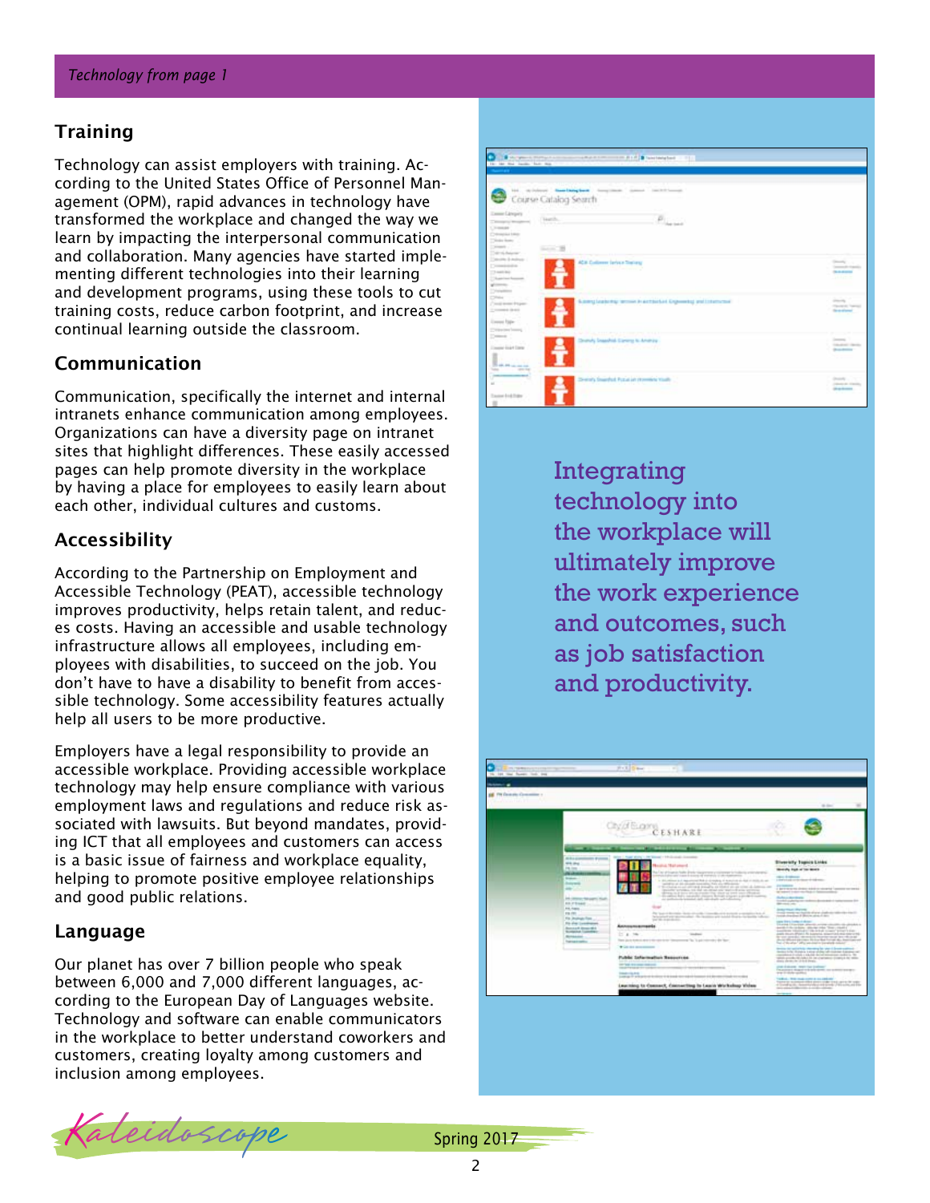*Technology from page 1*

## Training

Technology can assist employers with training. According to the United States Office of Personnel Management (OPM), rapid advances in technology have transformed the workplace and changed the way we learn by impacting the interpersonal communication and collaboration. Many agencies have started implementing different technologies into their learning and development programs, using these tools to cut training costs, reduce carbon footprint, and increase continual learning outside the classroom.

## Communication

Communication, specifically the internet and internal intranets enhance communication among employees. Organizations can have a diversity page on intranet sites that highlight differences. These easily accessed pages can help promote diversity in the workplace by having a place for employees to easily learn about each other, individual cultures and customs.

## Accessibility

According to the Partnership on Employment and Accessible Technology (PEAT), accessible technology improves productivity, helps retain talent, and reduces costs. Having an accessible and usable technology infrastructure allows all employees, including employees with disabilities, to succeed on the job. You don't have to have a disability to benefit from accessible technology. Some accessibility features actually help all users to be more productive.

Employers have a legal responsibility to provide an accessible workplace. Providing accessible workplace technology may help ensure compliance with various employment laws and regulations and reduce risk associated with lawsuits. But beyond mandates, providing ICT that all employees and customers can access is a basic issue of fairness and workplace equality, helping to promote positive employee relationships and good public relations.

## Language

Our planet has over 7 billion people who speak between 6,000 and 7,000 different languages, according to the European Day of Languages website. Technology and software can enable communicators in the workplace to better understand coworkers and customers, creating loyalty among customers and inclusion among employees.

Integrating technology into the workplace will ultimately improve the work experience and outcomes, such as job satisfaction and productivity.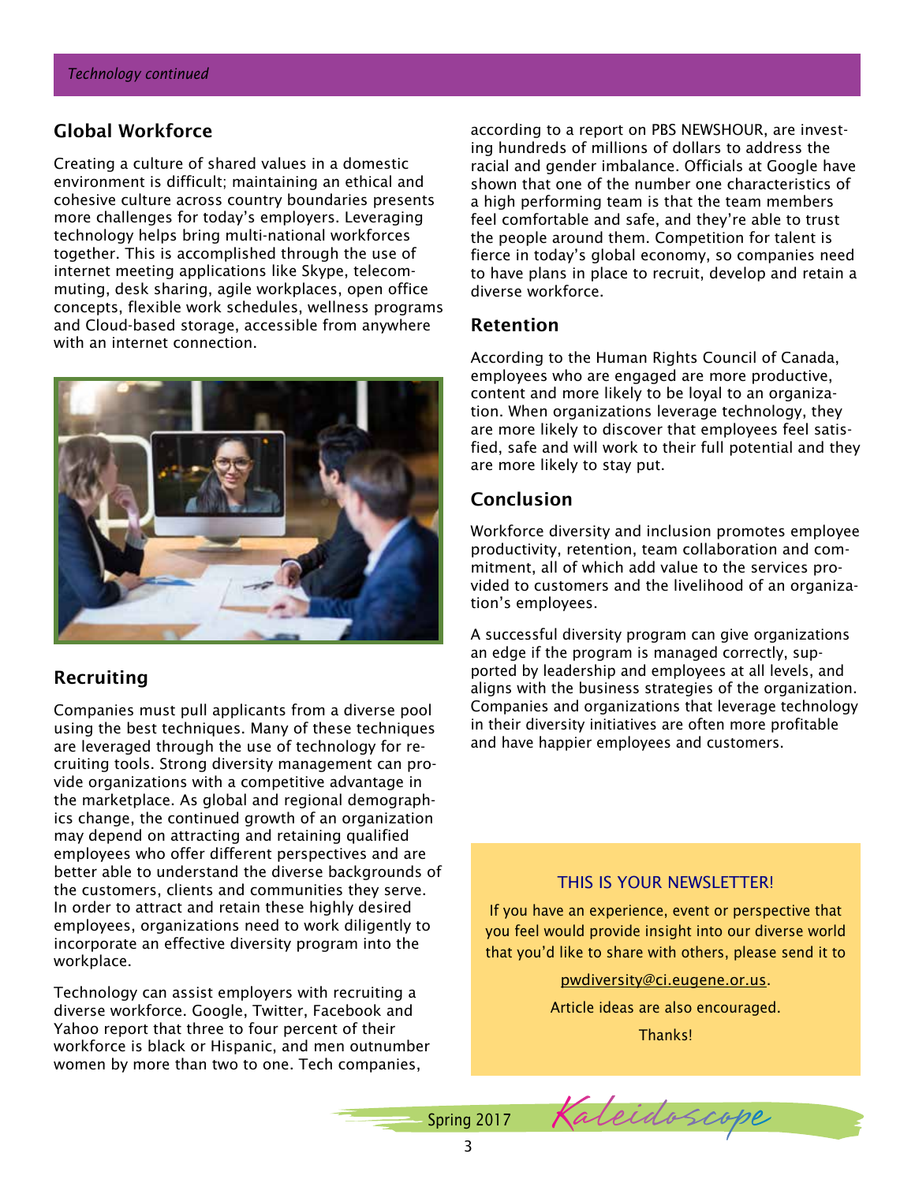*Technology continued*

## Global Workforce

Creating a culture of shared values in a domestic environment is difficult; maintaining an ethical and cohesive culture across country boundaries presents more challenges for today's employers. Leveraging technology helps bring multi-national workforces together. This is accomplished through the use of internet meeting applications like Skype, telecommuting, desk sharing, agile workplaces, open office concepts, flexible work schedules, wellness programs and Cloud-based storage, accessible from anywhere with an internet connection.

## Recruiting

Companies must pull applicants from a diverse pool using the best techniques. Many of these techniques are leveraged through the use of technology for recruiting tools. Strong diversity management can provide organizations with a competitive advantage in the marketplace. As global and regional demographics change, the continued growth of an organization may depend on attracting and retaining qualified employees who offer different perspectives and are better able to understand the diverse backgrounds of the customers, clients and communities they serve. In order to attract and retain these highly desired employees, organizations need to work diligently to incorporate an effective diversity program into the workplace.

Technology can assist employers with recruiting a diverse workforce. Google, Twitter, Facebook and Yahoo report that three to four percent of their workforce is black or Hispanic, and men outnumber women by more than two to one. Tech companies, according to a report on PBS NEWSHOUR, are investing hundreds of millions of dollars to address the racial and gender imbalance. Officials at Google have shown that one of the number one characteristics of a high performing team is that the team members feel comfortable and safe, and they're able to trust the people around them. Competition for talent is fierce in today's global economy, so companies need to have plans in place to recruit, develop and retain a diverse workforce.

## Retention

According to the Human Rights Council of Canada, employees who are engaged are more productive, content and more likely to be loyal to an organization. When organizations leverage technology, they are more likely to discover that employees feel satisfied, safe and will work to their full potential and they are more likely to stay put.

## Conclusion

Workforce diversity and inclusion promotes employee productivity, retention, team collaboration and commitment, all of which add value to the services provided to customers and the livelihood of an organization's employees.

A successful diversity program can give organizations an edge if the program is managed correctly, supported by leadership and employees at all levels, and aligns with the business strategies of the organization. Companies and organizations that leverage technology in their diversity initiatives are often more profitable and have happier employees and customers.

THIS IS YOUR NEWSLETTER!

If you have an experience, event or perspective that you feel would provide insight into our diverse world that you'd like to share with others, please send it to

pwdiversity@ci.eugene.or.us.

Article ideas are also encouraged.

Thanks!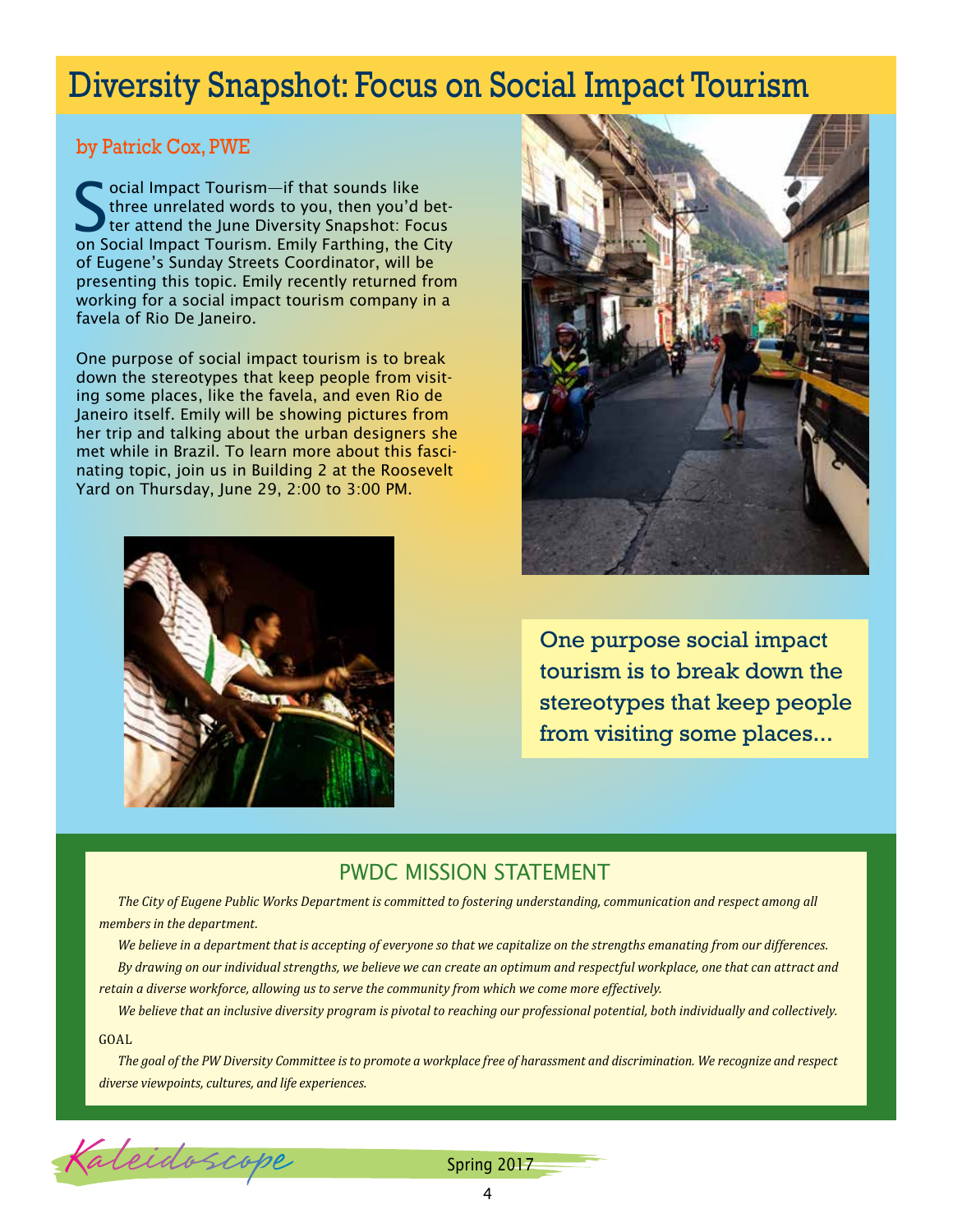# Diversity Snapshot: Focus on Social Impact Tourism

by Patrick Cox, PWE

Social Impact Tourism—if that sounds like three unrelated words to you, then you'd better attend the June Diversity Snapshot: Focus on Social Impact Tourism. Emily Farthing, the City of Eugene's Sunday Streets Coordinator, will be presenting this topic. Emily recently returned from working for a social impact tourism company in a favela of Rio De Janeiro.

One purpose of social impact tourism is to break down the stereotypes that keep people from visiting some places, like the favela, and even Rio de Janeiro itself. Emily will be showing pictures from her trip and talking about the urban designers she met while in Brazil. To learn more about this fascinating topic, join us in Building 2 at the Roosevelt Yard on Thursday, June 29, 2:00 to 3:00 PM.

> One purpose social impact tourism is to break down the stereotypes that keep people from visiting some places...

## PWDC MISSION STATEMENT

*The City of Eugene Public Works Department is committed to fostering understanding, communication and respect among all members in the department.*

*We believe in a department that is accepting of everyone so that we capitalize on the strengths emanating from our differences.*

*By drawing on our individual strengths, we believe we can create an optimum and respectful workplace, one that can attract and retain a diverse workforce, allowing us to serve the community from which we come more effectively.*

*We believe that an inclusive diversity program is pivotal to reaching our professional potential, both individually and collectively.*

GOAL

*The goal of the PW Diversity Committee is to promote a workplace free of harassment and discrimination. We recognize and respect diverse viewpoints, cultures, and life experiences.*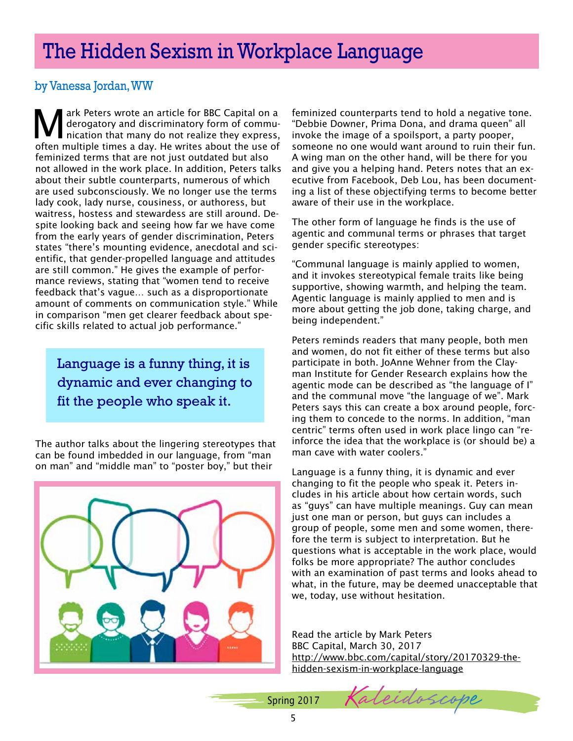# The Hidden Sexism in Workplace Language

by Vanessa Jordan, WW

Mark Peters wrote an article for BBC Capital on a derogatory and discriminatory form of communication that many do not realize they express, often multiple times a day. He writes about the use of feminized terms that are not just outdated but also not allowed in the work place. In addition, Peters talks about their subtle counterparts, numerous of which are used subconsciously. We no longer use the terms lady cook, lady nurse, cousiness, or authoress, but waitress, hostess and stewardess are still around. Despite looking back and seeing how far we have come from the early years of gender discrimination, Peters states "there's mounting evidence, anecdotal and scientific, that gender-propelled language and attitudes are still common." He gives the example of performance reviews, stating that "women tend to receive feedback that's vague… such as a disproportionate amount of comments on communication style." While in comparison "men get clearer feedback about specific skills related to actual job performance."

> Language is a funny thing, it is dynamic and ever changing to fit the people who speak it.

The author talks about the lingering stereotypes that can be found imbedded in our language, from "man on man" and "middle man" to "poster boy," but their feminized counterparts tend to hold a negative tone. "Debbie Downer, Prima Dona, and drama queen" all invoke the image of a spoilsport, a party pooper, someone no one would want around to ruin their fun. A wing man on the other hand, will be there for you and give you a helping hand. Peters notes that an executive from Facebook, Deb Lou, has been documenting a list of these objectifying terms to become better aware of their use in the workplace.

The other form of language he finds is the use of agentic and communal terms or phrases that target gender specific stereotypes:

"Communal language is mainly applied to women, and it invokes stereotypical female traits like being supportive, showing warmth, and helping the team. Agentic language is mainly applied to men and is more about getting the job done, taking charge, and being independent."

Peters reminds readers that many people, both men and women, do not fit either of these terms but also participate in both. JoAnne Wehner from the Clayman Institute for Gender Research explains how the agentic mode can be described as "the language of I" and the communal move "the language of we". Mark Peters says this can create a box around people, forcing them to concede to the norms. In addition, "man centric" terms often used in work place lingo can "reinforce the idea that the workplace is (or should be) a man cave with water coolers."

Language is a funny thing, it is dynamic and ever changing to fit the people who speak it. Peters includes in his article about how certain words, such as "guys" can have multiple meanings. Guy can mean just one man or person, but guys can includes a group of people, some men and some women, therefore the term is subject to interpretation. But he questions what is acceptable in the work place, would folks be more appropriate? The author concludes with an examination of past terms and looks ahead to what, in the future, may be deemed unacceptable that we, today, use without hesitation.

Read the article by Mark Peters
BBC Capital, March 30, 2017
http://www.bbc.com/capital/story/20170329-the-hidden-sexism-in-workplace-language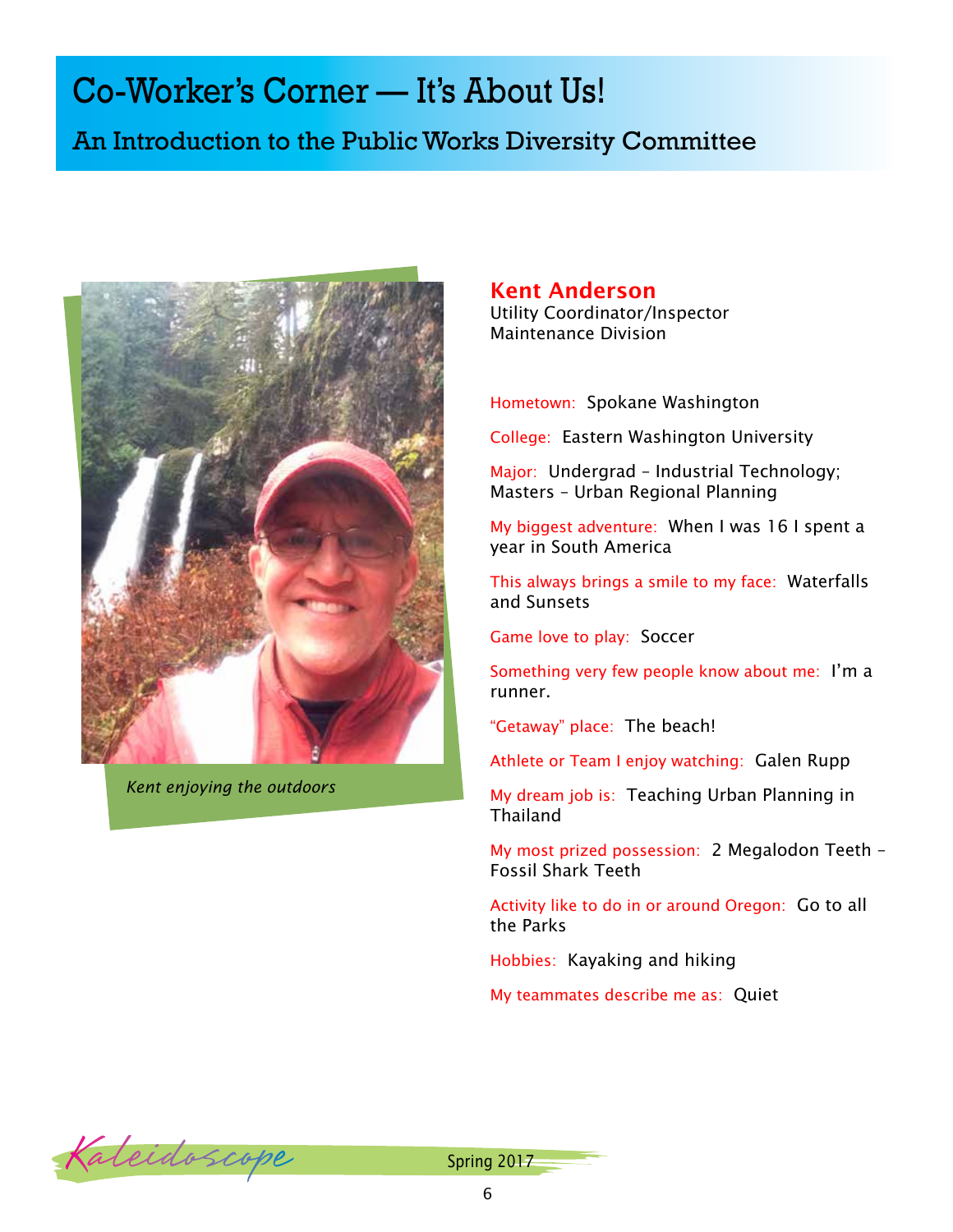# Co-Worker's Corner — It's About Us!

## An Introduction to the Public Works Diversity Committee

*Kent enjoying the outdoors*

### Kent Anderson

Utility Coordinator/Inspector
Maintenance Division

Hometown: Spokane Washington

College: Eastern Washington University

Major: Undergrad – Industrial Technology; Masters – Urban Regional Planning

My biggest adventure: When I was 16 I spent a year in South America

This always brings a smile to my face: Waterfalls and Sunsets

Game love to play: Soccer

Something very few people know about me: I'm a runner.

"Getaway" place: The beach!

Athlete or Team I enjoy watching: Galen Rupp

My dream job is: Teaching Urban Planning in Thailand

My most prized possession: 2 Megalodon Teeth – Fossil Shark Teeth

Activity like to do in or around Oregon: Go to all the Parks

Hobbies: Kayaking and hiking

My teammates describe me as: Quiet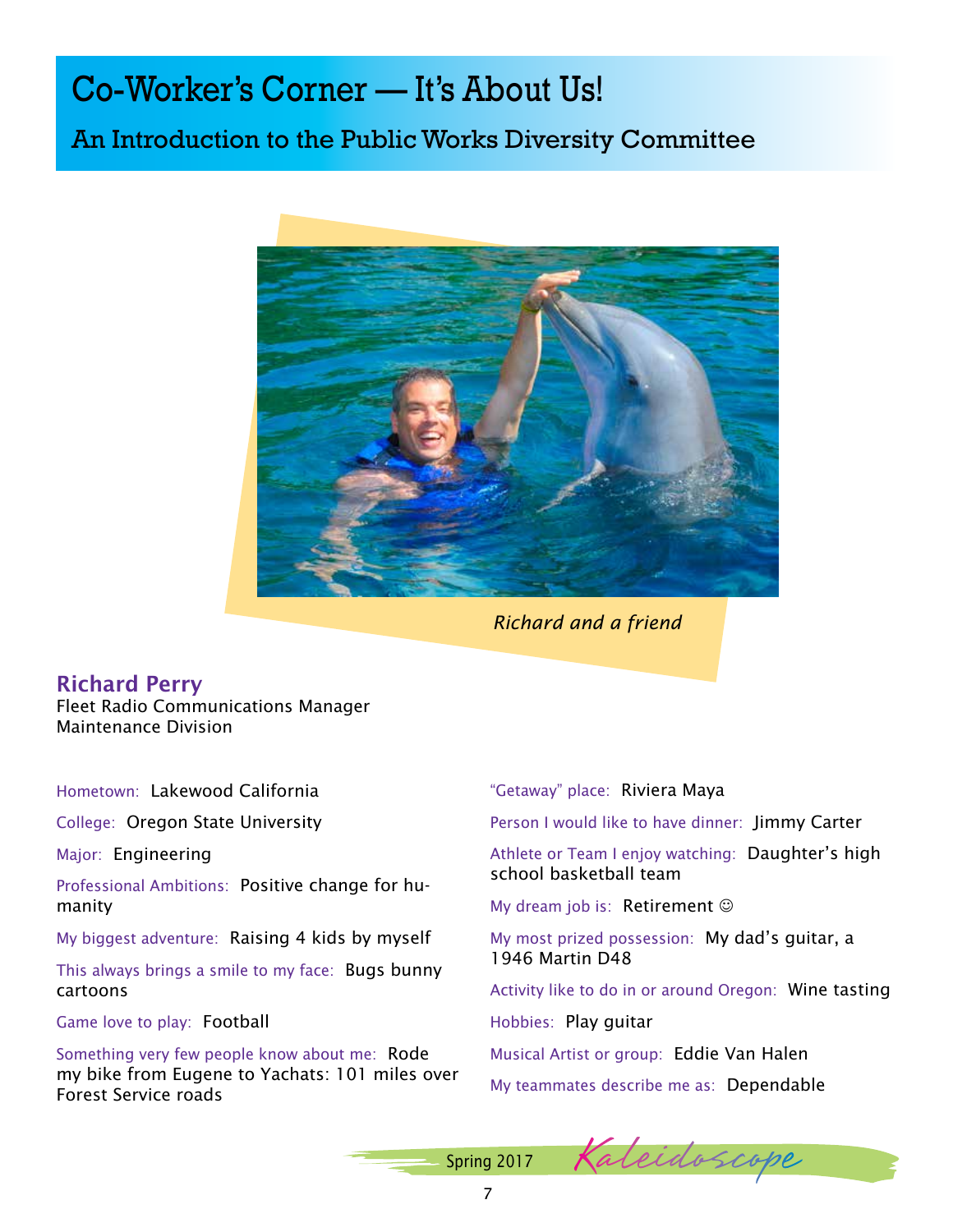# Co-Worker's Corner — It's About Us!

## An Introduction to the Public Works Diversity Committee

*Richard and a friend*

### Richard Perry

Fleet Radio Communications Manager
Maintenance Division

Hometown: Lakewood California

College: Oregon State University

Major: Engineering

Professional Ambitions: Positive change for humanity

My biggest adventure: Raising 4 kids by myself

This always brings a smile to my face: Bugs bunny cartoons

Game love to play: Football

Something very few people know about me: Rode my bike from Eugene to Yachats: 101 miles over Forest Service roads

"Getaway" place: Riviera Maya

Person I would like to have dinner: Jimmy Carter

Athlete or Team I enjoy watching: Daughter's high school basketball team

My dream job is: Retirement ☺

My most prized possession: My dad's guitar, a 1946 Martin D48

Activity like to do in or around Oregon: Wine tasting

Hobbies: Play guitar

Musical Artist or group: Eddie Van Halen

My teammates describe me as: Dependable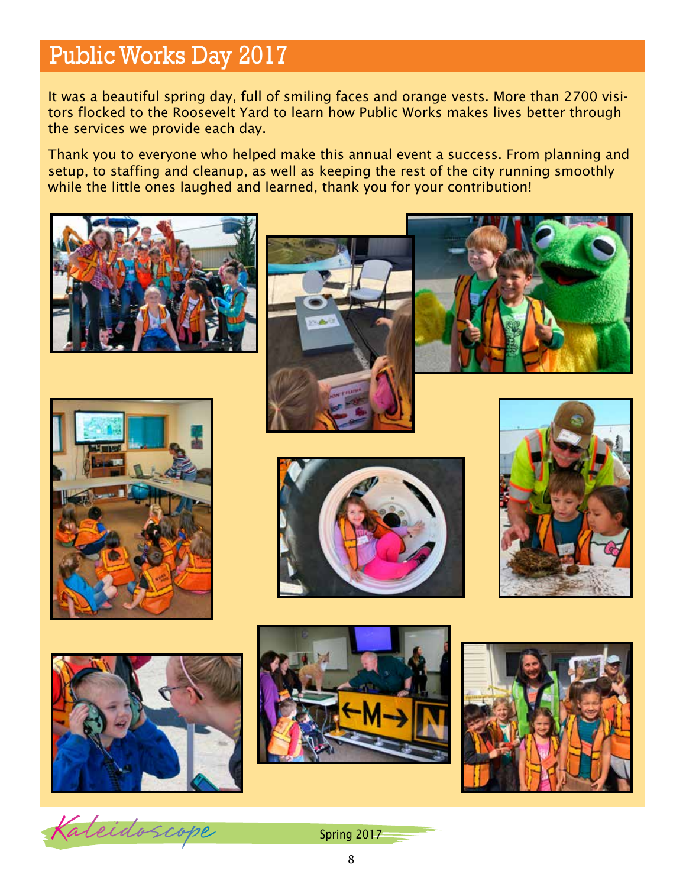# Public Works Day 2017

It was a beautiful spring day, full of smiling faces and orange vests. More than 2700 visitors flocked to the Roosevelt Yard to learn how Public Works makes lives better through the services we provide each day.

Thank you to everyone who helped make this annual event a success. From planning and setup, to staffing and cleanup, as well as keeping the rest of the city running smoothly while the little ones laughed and learned, thank you for your contribution!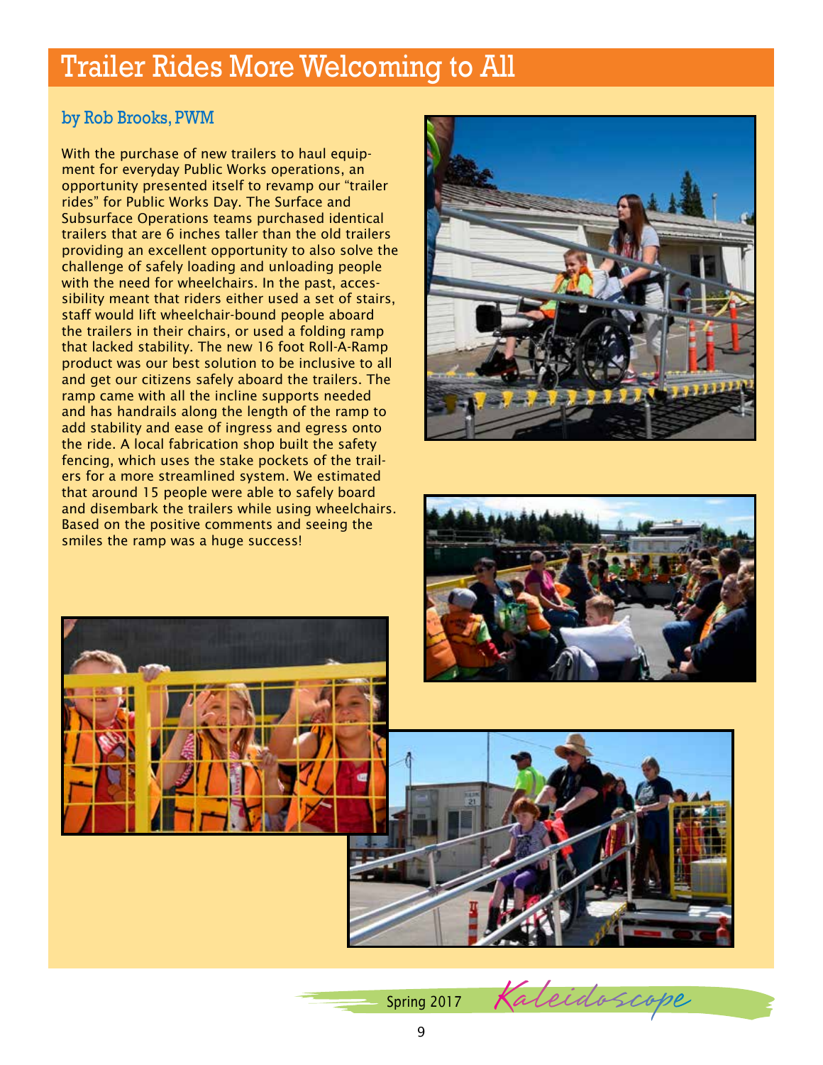# Trailer Rides More Welcoming to All

by Rob Brooks, PWM

With the purchase of new trailers to haul equipment for everyday Public Works operations, an opportunity presented itself to revamp our "trailer rides" for Public Works Day. The Surface and Subsurface Operations teams purchased identical trailers that are 6 inches taller than the old trailers providing an excellent opportunity to also solve the challenge of safely loading and unloading people with the need for wheelchairs. In the past, accessibility meant that riders either used a set of stairs, staff would lift wheelchair-bound people aboard the trailers in their chairs, or used a folding ramp that lacked stability. The new 16 foot Roll-A-Ramp product was our best solution to be inclusive to all and get our citizens safely aboard the trailers. The ramp came with all the incline supports needed and has handrails along the length of the ramp to add stability and ease of ingress and egress onto the ride. A local fabrication shop built the safety fencing, which uses the stake pockets of the trailers for a more streamlined system. We estimated that around 15 people were able to safely board and disembark the trailers while using wheelchairs. Based on the positive comments and seeing the smiles the ramp was a huge success!